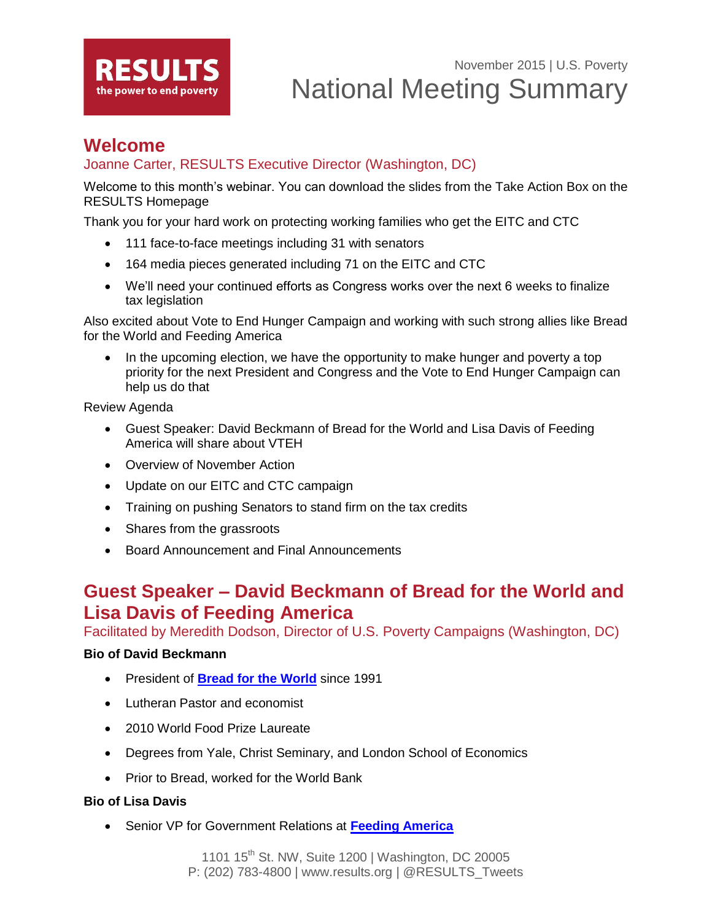RESULTS
the power to end poverty

November 2015 | U.S. Poverty

# National Meeting Summary

## Welcome

### Joanne Carter, RESULTS Executive Director (Washington, DC)

Welcome to this month's webinar. You can download the slides from the Take Action Box on the RESULTS Homepage

Thank you for your hard work on protecting working families who get the EITC and CTC

- 111 face-to-face meetings including 31 with senators
- 164 media pieces generated including 71 on the EITC and CTC
- We'll need your continued efforts as Congress works over the next 6 weeks to finalize tax legislation

Also excited about Vote to End Hunger Campaign and working with such strong allies like Bread for the World and Feeding America

- In the upcoming election, we have the opportunity to make hunger and poverty a top priority for the next President and Congress and the Vote to End Hunger Campaign can help us do that

Review Agenda

- Guest Speaker: David Beckmann of Bread for the World and Lisa Davis of Feeding America will share about VTEH
- Overview of November Action
- Update on our EITC and CTC campaign
- Training on pushing Senators to stand firm on the tax credits
- Shares from the grassroots
- Board Announcement and Final Announcements

## Guest Speaker – David Beckmann of Bread for the World and Lisa Davis of Feeding America

### Facilitated by Meredith Dodson, Director of U.S. Poverty Campaigns (Washington, DC)

**Bio of David Beckmann**

- President of **Bread for the World** since 1991
- Lutheran Pastor and economist
- 2010 World Food Prize Laureate
- Degrees from Yale, Christ Seminary, and London School of Economics
- Prior to Bread, worked for the World Bank

**Bio of Lisa Davis**

- Senior VP for Government Relations at **Feeding America**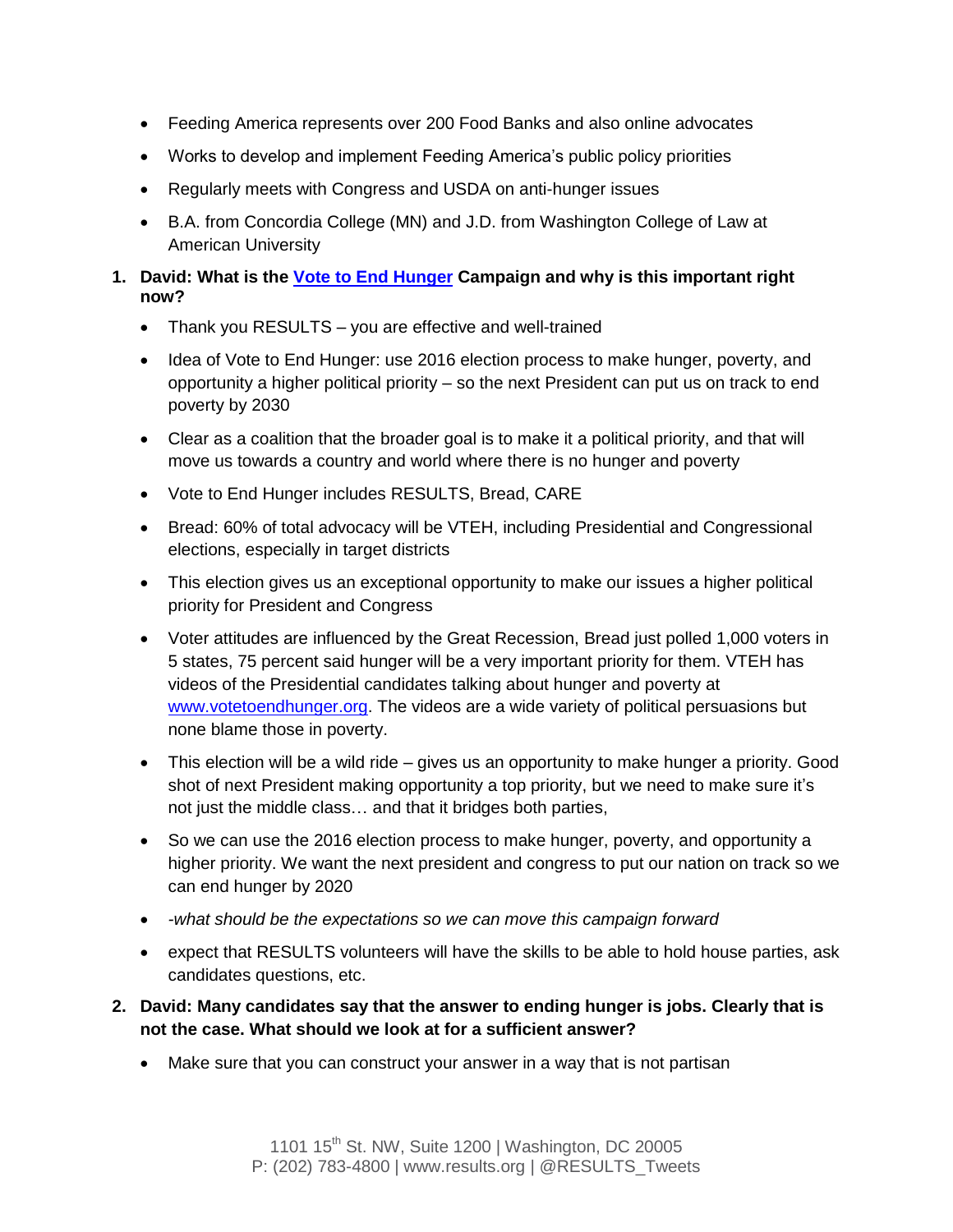- Feeding America represents over 200 Food Banks and also online advocates
- Works to develop and implement Feeding America's public policy priorities
- Regularly meets with Congress and USDA on anti-hunger issues
- B.A. from Concordia College (MN) and J.D. from Washington College of Law at American University

1. **David: What is the Vote to End Hunger Campaign and why is this important right now?**
   - Thank you RESULTS – you are effective and well-trained
   - Idea of Vote to End Hunger: use 2016 election process to make hunger, poverty, and opportunity a higher political priority – so the next President can put us on track to end poverty by 2030
   - Clear as a coalition that the broader goal is to make it a political priority, and that will move us towards a country and world where there is no hunger and poverty
   - Vote to End Hunger includes RESULTS, Bread, CARE
   - Bread: 60% of total advocacy will be VTEH, including Presidential and Congressional elections, especially in target districts
   - This election gives us an exceptional opportunity to make our issues a higher political priority for President and Congress
   - Voter attitudes are influenced by the Great Recession, Bread just polled 1,000 voters in 5 states, 75 percent said hunger will be a very important priority for them. VTEH has videos of the Presidential candidates talking about hunger and poverty at www.votetoendhunger.org. The videos are a wide variety of political persuasions but none blame those in poverty.
   - This election will be a wild ride – gives us an opportunity to make hunger a priority. Good shot of next President making opportunity a top priority, but we need to make sure it's not just the middle class… and that it bridges both parties,
   - So we can use the 2016 election process to make hunger, poverty, and opportunity a higher priority. We want the next president and congress to put our nation on track so we can end hunger by 2020
   - *-what should be the expectations so we can move this campaign forward*
   - expect that RESULTS volunteers will have the skills to be able to hold house parties, ask candidates questions, etc.

2. **David: Many candidates say that the answer to ending hunger is jobs. Clearly that is not the case. What should we look at for a sufficient answer?**
   - Make sure that you can construct your answer in a way that is not partisan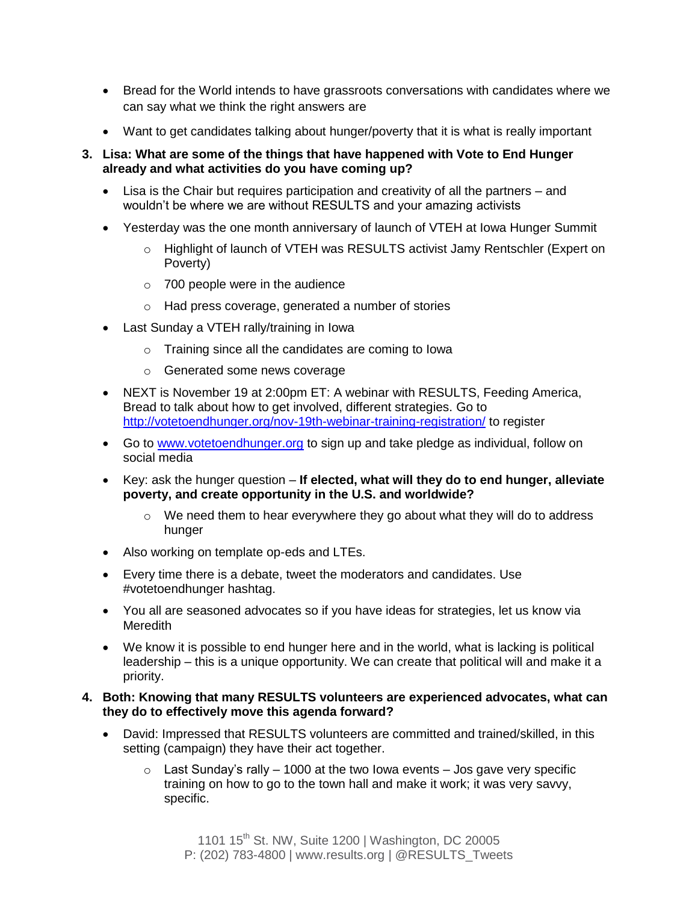- Bread for the World intends to have grassroots conversations with candidates where we can say what we think the right answers are
- Want to get candidates talking about hunger/poverty that it is what is really important

3. **Lisa: What are some of the things that have happened with Vote to End Hunger already and what activities do you have coming up?**

- Lisa is the Chair but requires participation and creativity of all the partners – and wouldn't be where we are without RESULTS and your amazing activists
- Yesterday was the one month anniversary of launch of VTEH at Iowa Hunger Summit
    - Highlight of launch of VTEH was RESULTS activist Jamy Rentschler (Expert on Poverty)
    - 700 people were in the audience
    - Had press coverage, generated a number of stories
- Last Sunday a VTEH rally/training in Iowa
    - Training since all the candidates are coming to Iowa
    - Generated some news coverage
- NEXT is November 19 at 2:00pm ET: A webinar with RESULTS, Feeding America, Bread to talk about how to get involved, different strategies. Go to [http://votetoendhunger.org/nov-19th-webinar-training-registration/](http://votetoendhunger.org/nov-19th-webinar-training-registration/) to register
- Go to [www.votetoendhunger.org](http://www.votetoendhunger.org) to sign up and take pledge as individual, follow on social media
- Key: ask the hunger question – **If elected, what will they do to end hunger, alleviate poverty, and create opportunity in the U.S. and worldwide?**
    - We need them to hear everywhere they go about what they will do to address hunger
- Also working on template op-eds and LTEs.
- Every time there is a debate, tweet the moderators and candidates. Use #votetoendhunger hashtag.
- You all are seasoned advocates so if you have ideas for strategies, let us know via Meredith
- We know it is possible to end hunger here and in the world, what is lacking is political leadership – this is a unique opportunity. We can create that political will and make it a priority.

4. **Both: Knowing that many RESULTS volunteers are experienced advocates, what can they do to effectively move this agenda forward?**

- David: Impressed that RESULTS volunteers are committed and trained/skilled, in this setting (campaign) they have their act together.
    - Last Sunday's rally – 1000 at the two Iowa events – Jos gave very specific training on how to go to the town hall and make it work; it was very savvy, specific.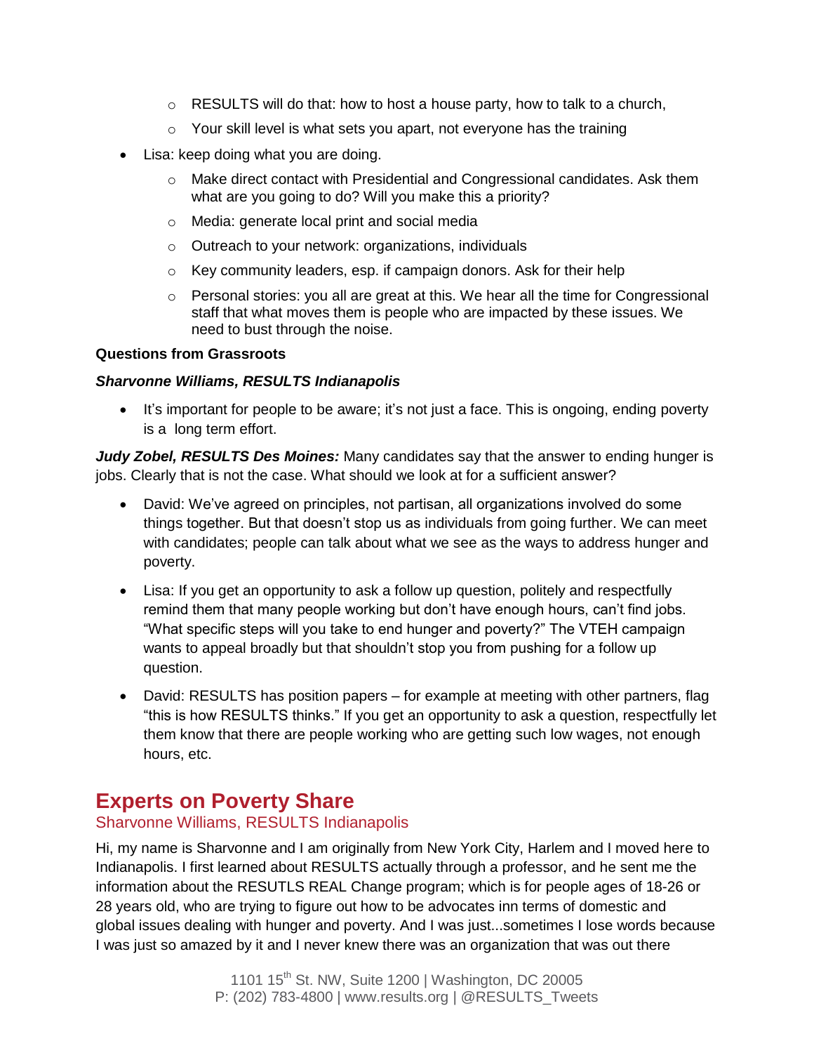- RESULTS will do that: how to host a house party, how to talk to a church,
    - Your skill level is what sets you apart, not everyone has the training
- Lisa: keep doing what you are doing.
    - Make direct contact with Presidential and Congressional candidates. Ask them what are you going to do? Will you make this a priority?
    - Media: generate local print and social media
    - Outreach to your network: organizations, individuals
    - Key community leaders, esp. if campaign donors. Ask for their help
    - Personal stories: you all are great at this. We hear all the time for Congressional staff that what moves them is people who are impacted by these issues. We need to bust through the noise.

**Questions from Grassroots**

***Sharvonne Williams, RESULTS Indianapolis***

- It's important for people to be aware; it's not just a face. This is ongoing, ending poverty is a long term effort.

***Judy Zobel, RESULTS Des Moines:*** Many candidates say that the answer to ending hunger is jobs. Clearly that is not the case. What should we look at for a sufficient answer?

- David: We've agreed on principles, not partisan, all organizations involved do some things together. But that doesn't stop us as individuals from going further. We can meet with candidates; people can talk about what we see as the ways to address hunger and poverty.
- Lisa: If you get an opportunity to ask a follow up question, politely and respectfully remind them that many people working but don't have enough hours, can't find jobs. "What specific steps will you take to end hunger and poverty?" The VTEH campaign wants to appeal broadly but that shouldn't stop you from pushing for a follow up question.
- David: RESULTS has position papers – for example at meeting with other partners, flag "this is how RESULTS thinks." If you get an opportunity to ask a question, respectfully let them know that there are people working who are getting such low wages, not enough hours, etc.

## Experts on Poverty Share

### Sharvonne Williams, RESULTS Indianapolis

Hi, my name is Sharvonne and I am originally from New York City, Harlem and I moved here to Indianapolis. I first learned about RESULTS actually through a professor, and he sent me the information about the RESUTLS REAL Change program; which is for people ages of 18-26 or 28 years old, who are trying to figure out how to be advocates inn terms of domestic and global issues dealing with hunger and poverty. And I was just...sometimes I lose words because I was just so amazed by it and I never knew there was an organization that was out there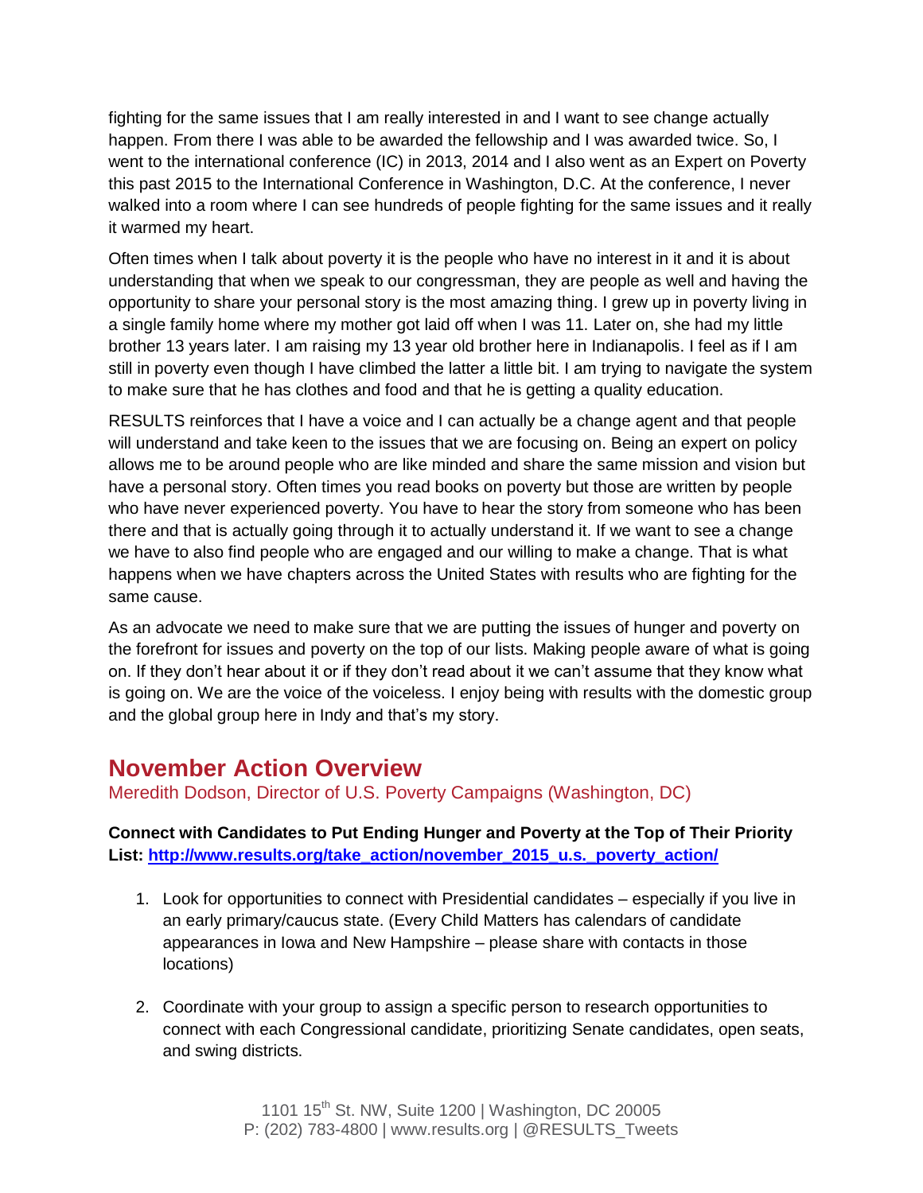fighting for the same issues that I am really interested in and I want to see change actually happen. From there I was able to be awarded the fellowship and I was awarded twice. So, I went to the international conference (IC) in 2013, 2014 and I also went as an Expert on Poverty this past 2015 to the International Conference in Washington, D.C. At the conference, I never walked into a room where I can see hundreds of people fighting for the same issues and it really it warmed my heart.

Often times when I talk about poverty it is the people who have no interest in it and it is about understanding that when we speak to our congressman, they are people as well and having the opportunity to share your personal story is the most amazing thing. I grew up in poverty living in a single family home where my mother got laid off when I was 11. Later on, she had my little brother 13 years later. I am raising my 13 year old brother here in Indianapolis. I feel as if I am still in poverty even though I have climbed the latter a little bit. I am trying to navigate the system to make sure that he has clothes and food and that he is getting a quality education.

RESULTS reinforces that I have a voice and I can actually be a change agent and that people will understand and take keen to the issues that we are focusing on. Being an expert on policy allows me to be around people who are like minded and share the same mission and vision but have a personal story. Often times you read books on poverty but those are written by people who have never experienced poverty. You have to hear the story from someone who has been there and that is actually going through it to actually understand it. If we want to see a change we have to also find people who are engaged and our willing to make a change. That is what happens when we have chapters across the United States with results who are fighting for the same cause.

As an advocate we need to make sure that we are putting the issues of hunger and poverty on the forefront for issues and poverty on the top of our lists. Making people aware of what is going on. If they don't hear about it or if they don't read about it we can't assume that they know what is going on. We are the voice of the voiceless. I enjoy being with results with the domestic group and the global group here in Indy and that's my story.

## November Action Overview

Meredith Dodson, Director of U.S. Poverty Campaigns (Washington, DC)

**Connect with Candidates to Put Ending Hunger and Poverty at the Top of Their Priority List: http://www.results.org/take_action/november_2015_u.s._poverty_action/**

1. Look for opportunities to connect with Presidential candidates – especially if you live in an early primary/caucus state. (Every Child Matters has calendars of candidate appearances in Iowa and New Hampshire – please share with contacts in those locations)

2. Coordinate with your group to assign a specific person to research opportunities to connect with each Congressional candidate, prioritizing Senate candidates, open seats, and swing districts.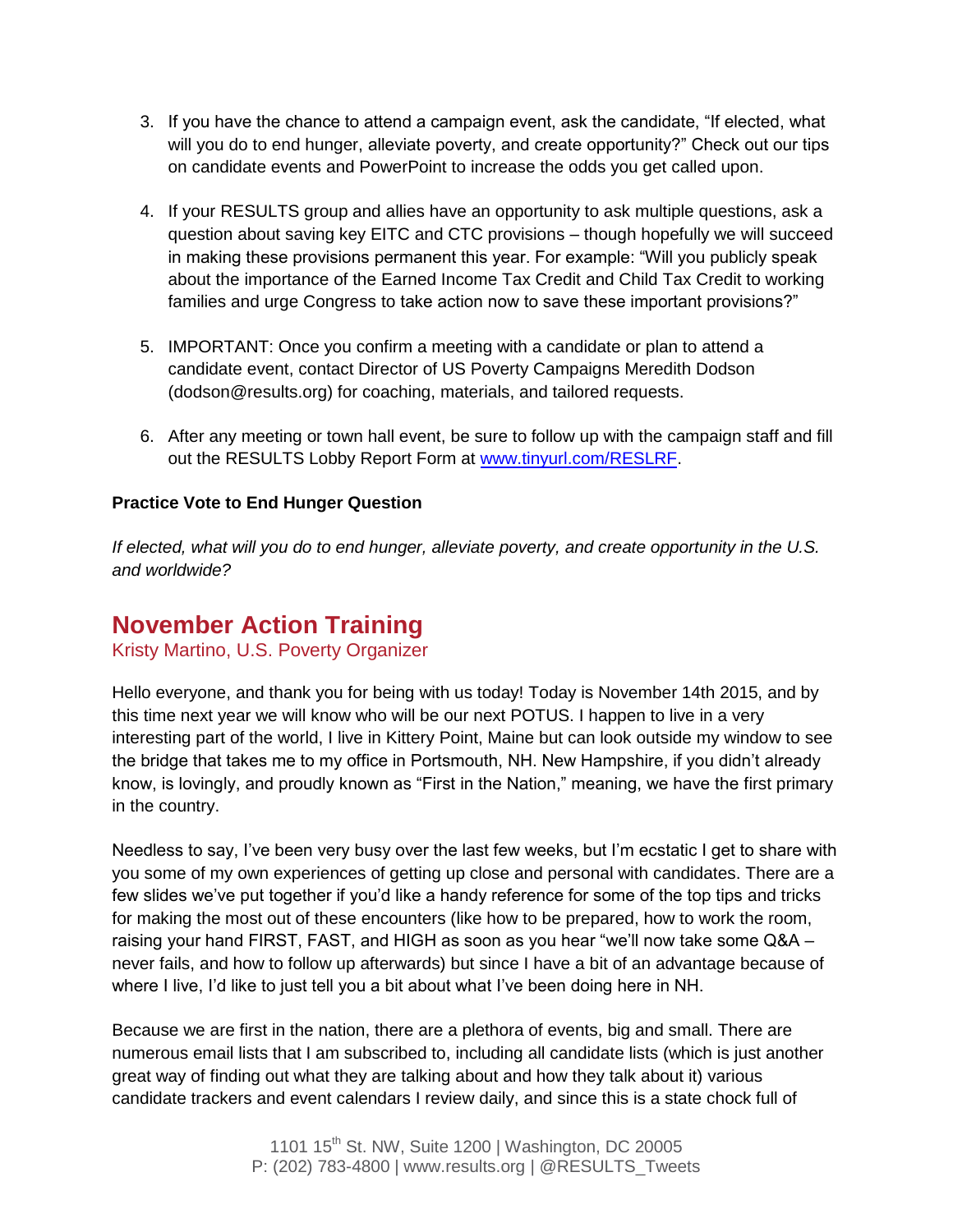3. If you have the chance to attend a campaign event, ask the candidate, “If elected, what will you do to end hunger, alleviate poverty, and create opportunity?” Check out our tips on candidate events and PowerPoint to increase the odds you get called upon.

4. If your RESULTS group and allies have an opportunity to ask multiple questions, ask a question about saving key EITC and CTC provisions – though hopefully we will succeed in making these provisions permanent this year. For example: “Will you publicly speak about the importance of the Earned Income Tax Credit and Child Tax Credit to working families and urge Congress to take action now to save these important provisions?”

5. IMPORTANT: Once you confirm a meeting with a candidate or plan to attend a candidate event, contact Director of US Poverty Campaigns Meredith Dodson (dodson@results.org) for coaching, materials, and tailored requests.

6. After any meeting or town hall event, be sure to follow up with the campaign staff and fill out the RESULTS Lobby Report Form at [www.tinyurl.com/RESLRF](www.tinyurl.com/RESLRF).

**Practice Vote to End Hunger Question**

*If elected, what will you do to end hunger, alleviate poverty, and create opportunity in the U.S. and worldwide?*

## November Action Training

Kristy Martino, U.S. Poverty Organizer

Hello everyone, and thank you for being with us today! Today is November 14th 2015, and by this time next year we will know who will be our next POTUS. I happen to live in a very interesting part of the world, I live in Kittery Point, Maine but can look outside my window to see the bridge that takes me to my office in Portsmouth, NH. New Hampshire, if you didn’t already know, is lovingly, and proudly known as “First in the Nation,” meaning, we have the first primary in the country.

Needless to say, I’ve been very busy over the last few weeks, but I’m ecstatic I get to share with you some of my own experiences of getting up close and personal with candidates. There are a few slides we’ve put together if you’d like a handy reference for some of the top tips and tricks for making the most out of these encounters (like how to be prepared, how to work the room, raising your hand FIRST, FAST, and HIGH as soon as you hear “we’ll now take some Q&A – never fails, and how to follow up afterwards) but since I have a bit of an advantage because of where I live, I’d like to just tell you a bit about what I’ve been doing here in NH.

Because we are first in the nation, there are a plethora of events, big and small. There are numerous email lists that I am subscribed to, including all candidate lists (which is just another great way of finding out what they are talking about and how they talk about it) various candidate trackers and event calendars I review daily, and since this is a state chock full of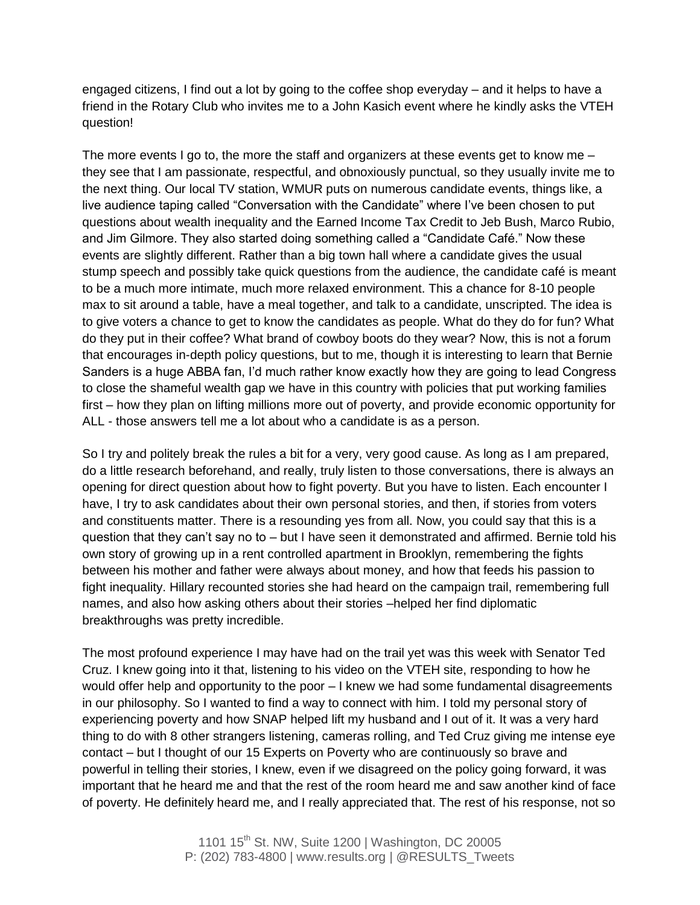engaged citizens, I find out a lot by going to the coffee shop everyday – and it helps to have a friend in the Rotary Club who invites me to a John Kasich event where he kindly asks the VTEH question!

The more events I go to, the more the staff and organizers at these events get to know me – they see that I am passionate, respectful, and obnoxiously punctual, so they usually invite me to the next thing. Our local TV station, WMUR puts on numerous candidate events, things like, a live audience taping called "Conversation with the Candidate" where I've been chosen to put questions about wealth inequality and the Earned Income Tax Credit to Jeb Bush, Marco Rubio, and Jim Gilmore. They also started doing something called a "Candidate Café." Now these events are slightly different. Rather than a big town hall where a candidate gives the usual stump speech and possibly take quick questions from the audience, the candidate café is meant to be a much more intimate, much more relaxed environment. This a chance for 8-10 people max to sit around a table, have a meal together, and talk to a candidate, unscripted. The idea is to give voters a chance to get to know the candidates as people. What do they do for fun? What do they put in their coffee? What brand of cowboy boots do they wear? Now, this is not a forum that encourages in-depth policy questions, but to me, though it is interesting to learn that Bernie Sanders is a huge ABBA fan, I'd much rather know exactly how they are going to lead Congress to close the shameful wealth gap we have in this country with policies that put working families first – how they plan on lifting millions more out of poverty, and provide economic opportunity for ALL - those answers tell me a lot about who a candidate is as a person.

So I try and politely break the rules a bit for a very, very good cause. As long as I am prepared, do a little research beforehand, and really, truly listen to those conversations, there is always an opening for direct question about how to fight poverty. But you have to listen. Each encounter I have, I try to ask candidates about their own personal stories, and then, if stories from voters and constituents matter. There is a resounding yes from all. Now, you could say that this is a question that they can't say no to – but I have seen it demonstrated and affirmed. Bernie told his own story of growing up in a rent controlled apartment in Brooklyn, remembering the fights between his mother and father were always about money, and how that feeds his passion to fight inequality. Hillary recounted stories she had heard on the campaign trail, remembering full names, and also how asking others about their stories –helped her find diplomatic breakthroughs was pretty incredible.

The most profound experience I may have had on the trail yet was this week with Senator Ted Cruz. I knew going into it that, listening to his video on the VTEH site, responding to how he would offer help and opportunity to the poor – I knew we had some fundamental disagreements in our philosophy. So I wanted to find a way to connect with him. I told my personal story of experiencing poverty and how SNAP helped lift my husband and I out of it. It was a very hard thing to do with 8 other strangers listening, cameras rolling, and Ted Cruz giving me intense eye contact – but I thought of our 15 Experts on Poverty who are continuously so brave and powerful in telling their stories, I knew, even if we disagreed on the policy going forward, it was important that he heard me and that the rest of the room heard me and saw another kind of face of poverty. He definitely heard me, and I really appreciated that. The rest of his response, not so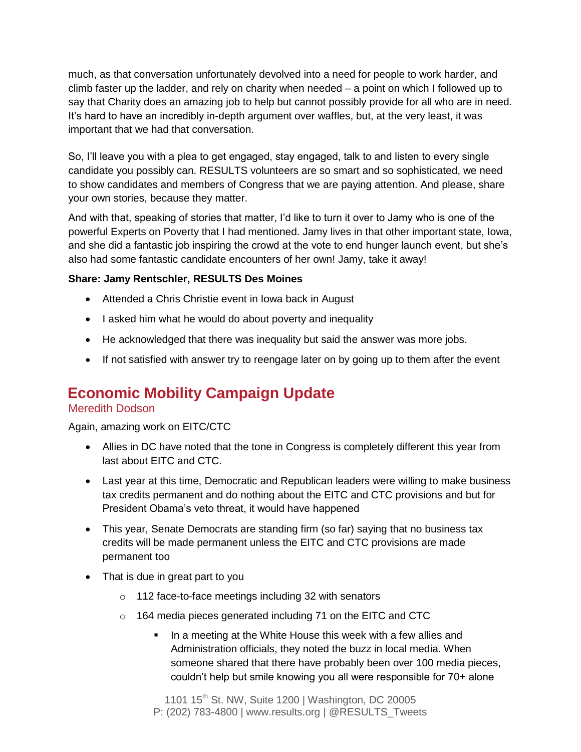much, as that conversation unfortunately devolved into a need for people to work harder, and climb faster up the ladder, and rely on charity when needed – a point on which I followed up to say that Charity does an amazing job to help but cannot possibly provide for all who are in need. It's hard to have an incredibly in-depth argument over waffles, but, at the very least, it was important that we had that conversation.

So, I'll leave you with a plea to get engaged, stay engaged, talk to and listen to every single candidate you possibly can. RESULTS volunteers are so smart and so sophisticated, we need to show candidates and members of Congress that we are paying attention. And please, share your own stories, because they matter.

And with that, speaking of stories that matter, I'd like to turn it over to Jamy who is one of the powerful Experts on Poverty that I had mentioned. Jamy lives in that other important state, Iowa, and she did a fantastic job inspiring the crowd at the vote to end hunger launch event, but she's also had some fantastic candidate encounters of her own! Jamy, take it away!

**Share: Jamy Rentschler, RESULTS Des Moines**

- Attended a Chris Christie event in Iowa back in August
- I asked him what he would do about poverty and inequality
- He acknowledged that there was inequality but said the answer was more jobs.
- If not satisfied with answer try to reengage later on by going up to them after the event

## Economic Mobility Campaign Update

Meredith Dodson

Again, amazing work on EITC/CTC

- Allies in DC have noted that the tone in Congress is completely different this year from last about EITC and CTC.
- Last year at this time, Democratic and Republican leaders were willing to make business tax credits permanent and do nothing about the EITC and CTC provisions and but for President Obama's veto threat, it would have happened
- This year, Senate Democrats are standing firm (so far) saying that no business tax credits will be made permanent unless the EITC and CTC provisions are made permanent too
- That is due in great part to you
    - 112 face-to-face meetings including 32 with senators
    - 164 media pieces generated including 71 on the EITC and CTC
        - In a meeting at the White House this week with a few allies and Administration officials, they noted the buzz in local media. When someone shared that there have probably been over 100 media pieces, couldn't help but smile knowing you all were responsible for 70+ alone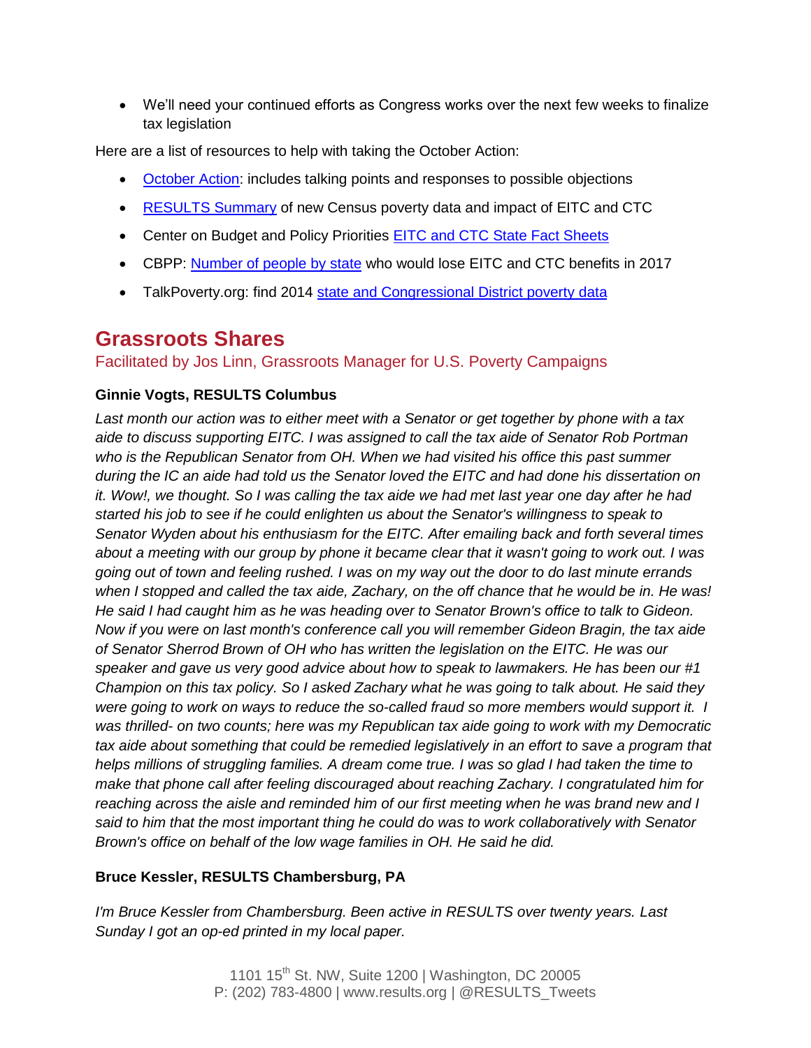- We'll need your continued efforts as Congress works over the next few weeks to finalize tax legislation

Here are a list of resources to help with taking the October Action:

- October Action: includes talking points and responses to possible objections
- RESULTS Summary of new Census poverty data and impact of EITC and CTC
- Center on Budget and Policy Priorities EITC and CTC State Fact Sheets
- CBPP: Number of people by state who would lose EITC and CTC benefits in 2017
- TalkPoverty.org: find 2014 state and Congressional District poverty data

## Grassroots Shares

Facilitated by Jos Linn, Grassroots Manager for U.S. Poverty Campaigns

**Ginnie Vogts, RESULTS Columbus**

*Last month our action was to either meet with a Senator or get together by phone with a tax aide to discuss supporting EITC. I was assigned to call the tax aide of Senator Rob Portman who is the Republican Senator from OH. When we had visited his office this past summer during the IC an aide had told us the Senator loved the EITC and had done his dissertation on it. Wow!, we thought. So I was calling the tax aide we had met last year one day after he had started his job to see if he could enlighten us about the Senator's willingness to speak to Senator Wyden about his enthusiasm for the EITC. After emailing back and forth several times about a meeting with our group by phone it became clear that it wasn't going to work out. I was going out of town and feeling rushed. I was on my way out the door to do last minute errands when I stopped and called the tax aide, Zachary, on the off chance that he would be in. He was! He said I had caught him as he was heading over to Senator Brown's office to talk to Gideon. Now if you were on last month's conference call you will remember Gideon Bragin, the tax aide of Senator Sherrod Brown of OH who has written the legislation on the EITC. He was our speaker and gave us very good advice about how to speak to lawmakers. He has been our #1 Champion on this tax policy. So I asked Zachary what he was going to talk about. He said they were going to work on ways to reduce the so-called fraud so more members would support it. I was thrilled- on two counts; here was my Republican tax aide going to work with my Democratic tax aide about something that could be remedied legislatively in an effort to save a program that helps millions of struggling families. A dream come true. I was so glad I had taken the time to make that phone call after feeling discouraged about reaching Zachary. I congratulated him for reaching across the aisle and reminded him of our first meeting when he was brand new and I said to him that the most important thing he could do was to work collaboratively with Senator Brown's office on behalf of the low wage families in OH. He said he did.*

**Bruce Kessler, RESULTS Chambersburg, PA**

*I'm Bruce Kessler from Chambersburg. Been active in RESULTS over twenty years. Last Sunday I got an op-ed printed in my local paper.*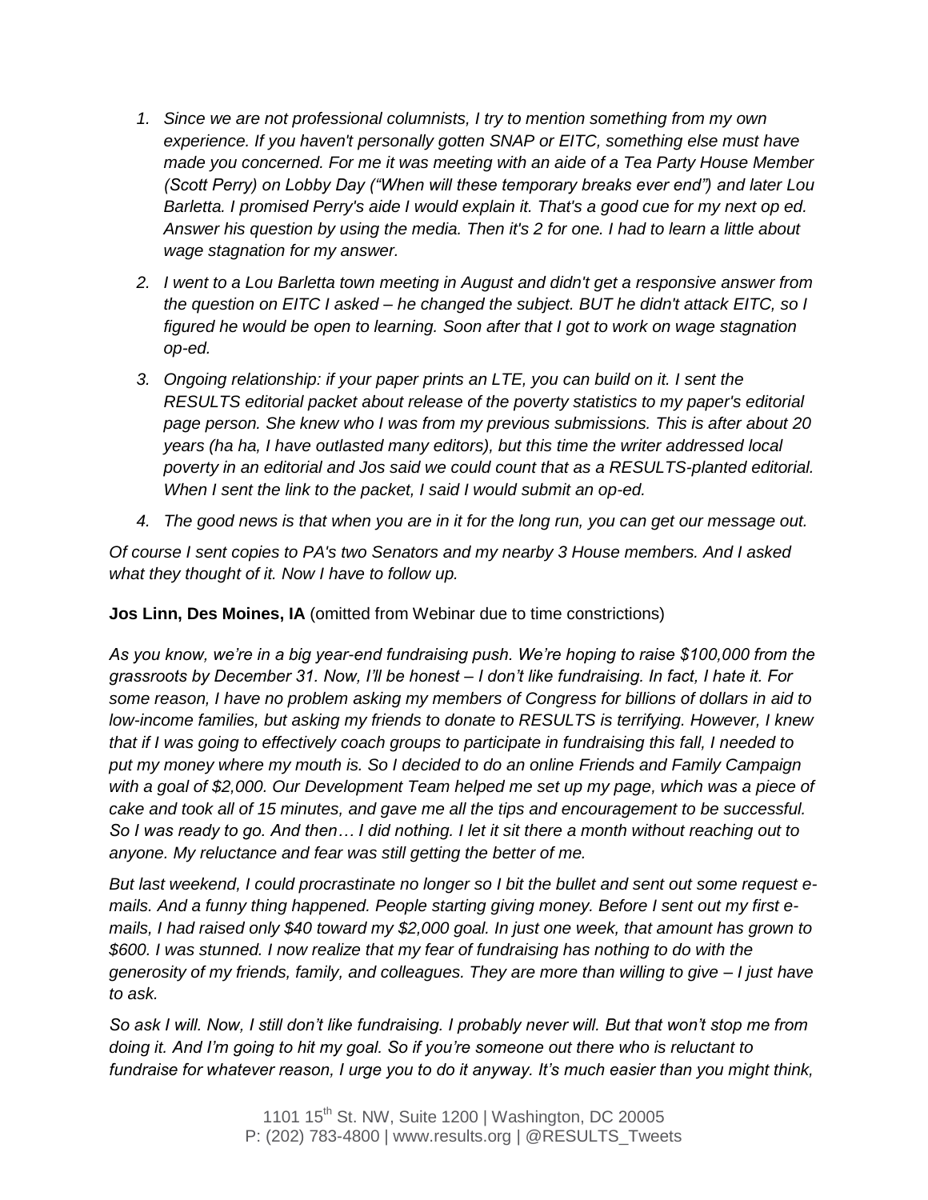1. *Since we are not professional columnists, I try to mention something from my own experience. If you haven't personally gotten SNAP or EITC, something else must have made you concerned. For me it was meeting with an aide of a Tea Party House Member (Scott Perry) on Lobby Day ("When will these temporary breaks ever end") and later Lou Barletta. I promised Perry's aide I would explain it. That's a good cue for my next op ed. Answer his question by using the media. Then it's 2 for one. I had to learn a little about wage stagnation for my answer.*

2. *I went to a Lou Barletta town meeting in August and didn't get a responsive answer from the question on EITC I asked – he changed the subject. BUT he didn't attack EITC, so I figured he would be open to learning. Soon after that I got to work on wage stagnation op-ed.*

3. *Ongoing relationship: if your paper prints an LTE, you can build on it. I sent the RESULTS editorial packet about release of the poverty statistics to my paper's editorial page person. She knew who I was from my previous submissions. This is after about 20 years (ha ha, I have outlasted many editors), but this time the writer addressed local poverty in an editorial and Jos said we could count that as a RESULTS-planted editorial. When I sent the link to the packet, I said I would submit an op-ed.*

4. *The good news is that when you are in it for the long run, you can get our message out.*

*Of course I sent copies to PA's two Senators and my nearby 3 House members. And I asked what they thought of it. Now I have to follow up.*

**Jos Linn, Des Moines, IA** (omitted from Webinar due to time constrictions)

*As you know, we're in a big year-end fundraising push. We're hoping to raise $100,000 from the grassroots by December 31. Now, I'll be honest – I don't like fundraising. In fact, I hate it. For some reason, I have no problem asking my members of Congress for billions of dollars in aid to low-income families, but asking my friends to donate to RESULTS is terrifying. However, I knew that if I was going to effectively coach groups to participate in fundraising this fall, I needed to put my money where my mouth is. So I decided to do an online Friends and Family Campaign with a goal of $2,000. Our Development Team helped me set up my page, which was a piece of cake and took all of 15 minutes, and gave me all the tips and encouragement to be successful. So I was ready to go. And then… I did nothing. I let it sit there a month without reaching out to anyone. My reluctance and fear was still getting the better of me.*

*But last weekend, I could procrastinate no longer so I bit the bullet and sent out some request e-mails. And a funny thing happened. People starting giving money. Before I sent out my first e-mails, I had raised only $40 toward my $2,000 goal. In just one week, that amount has grown to $600. I was stunned. I now realize that my fear of fundraising has nothing to do with the generosity of my friends, family, and colleagues. They are more than willing to give – I just have to ask.*

*So ask I will. Now, I still don't like fundraising. I probably never will. But that won't stop me from doing it. And I'm going to hit my goal. So if you're someone out there who is reluctant to fundraise for whatever reason, I urge you to do it anyway. It's much easier than you might think,*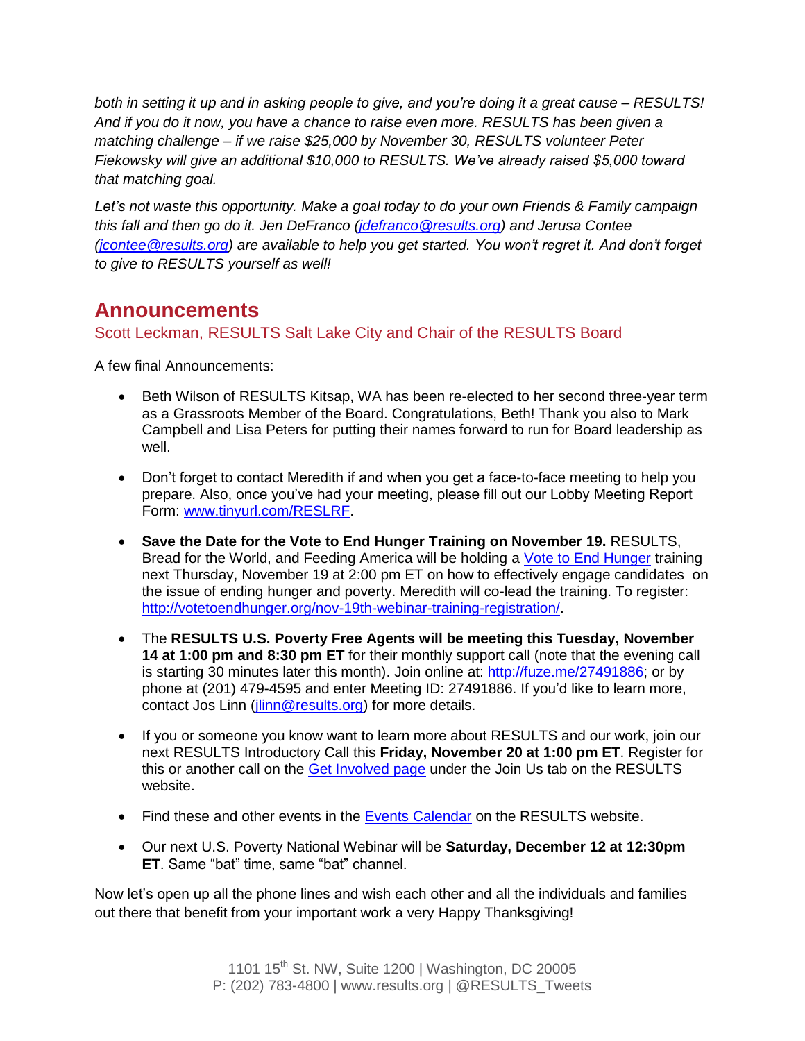*both in setting it up and in asking people to give, and you're doing it a great cause – RESULTS! And if you do it now, you have a chance to raise even more. RESULTS has been given a matching challenge – if we raise $25,000 by November 30, RESULTS volunteer Peter Fiekowsky will give an additional $10,000 to RESULTS. We've already raised $5,000 toward that matching goal.*

*Let's not waste this opportunity. Make a goal today to do your own Friends & Family campaign this fall and then go do it. Jen DeFranco (jdefranco@results.org) and Jerusa Contee (jcontee@results.org) are available to help you get started. You won't regret it. And don't forget to give to RESULTS yourself as well!*

## Announcements

### Scott Leckman, RESULTS Salt Lake City and Chair of the RESULTS Board

A few final Announcements:

- Beth Wilson of RESULTS Kitsap, WA has been re-elected to her second three-year term as a Grassroots Member of the Board. Congratulations, Beth! Thank you also to Mark Campbell and Lisa Peters for putting their names forward to run for Board leadership as well.

- Don't forget to contact Meredith if and when you get a face-to-face meeting to help you prepare. Also, once you've had your meeting, please fill out our Lobby Meeting Report Form: www.tinyurl.com/RESLRF.

- **Save the Date for the Vote to End Hunger Training on November 19.** RESULTS, Bread for the World, and Feeding America will be holding a Vote to End Hunger training next Thursday, November 19 at 2:00 pm ET on how to effectively engage candidates on the issue of ending hunger and poverty. Meredith will co-lead the training. To register: http://votetoendhunger.org/nov-19th-webinar-training-registration/.

- The **RESULTS U.S. Poverty Free Agents will be meeting this Tuesday, November 14 at 1:00 pm and 8:30 pm ET** for their monthly support call (note that the evening call is starting 30 minutes later this month). Join online at: http://fuze.me/27491886; or by phone at (201) 479-4595 and enter Meeting ID: 27491886. If you'd like to learn more, contact Jos Linn (jlinn@results.org) for more details.

- If you or someone you know want to learn more about RESULTS and our work, join our next RESULTS Introductory Call this **Friday, November 20 at 1:00 pm ET**. Register for this or another call on the Get Involved page under the Join Us tab on the RESULTS website.

- Find these and other events in the Events Calendar on the RESULTS website.

- Our next U.S. Poverty National Webinar will be **Saturday, December 12 at 12:30pm ET**. Same "bat" time, same "bat" channel.

Now let's open up all the phone lines and wish each other and all the individuals and families out there that benefit from your important work a very Happy Thanksgiving!